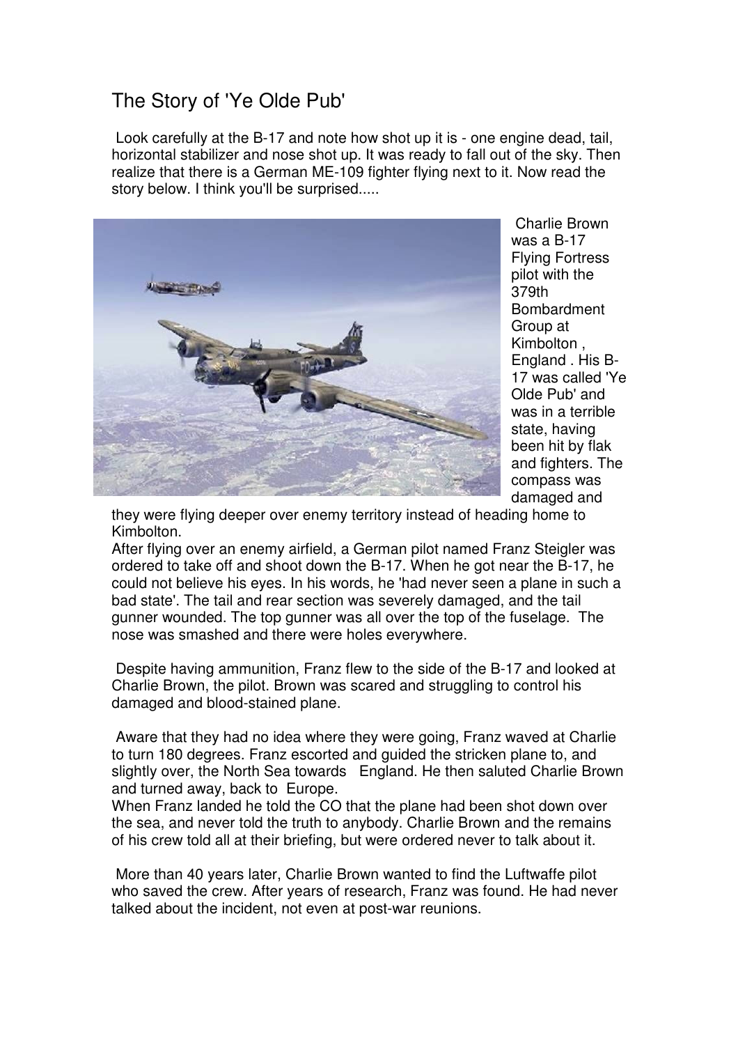# The Story of 'Ye Olde Pub'

Look carefully at the B-17 and note how shot up it is - one engine dead, tail, horizontal stabilizer and nose shot up. It was ready to fall out of the sky. Then realize that there is a German ME-109 fighter flying next to it. Now read the story below. I think you'll be surprised.....

Charlie Brown was a B-17 Flying Fortress pilot with the 379th Bombardment Group at Kimbolton , England . His B-17 was called 'Ye Olde Pub' and was in a terrible state, having been hit by flak and fighters. The compass was damaged and they were flying deeper over enemy territory instead of heading home to Kimbolton.

After flying over an enemy airfield, a German pilot named Franz Steigler was ordered to take off and shoot down the B-17. When he got near the B-17, he could not believe his eyes. In his words, he 'had never seen a plane in such a bad state'. The tail and rear section was severely damaged, and the tail gunner wounded. The top gunner was all over the top of the fuselage. The nose was smashed and there were holes everywhere.

Despite having ammunition, Franz flew to the side of the B-17 and looked at Charlie Brown, the pilot. Brown was scared and struggling to control his damaged and blood-stained plane.

Aware that they had no idea where they were going, Franz waved at Charlie to turn 180 degrees. Franz escorted and guided the stricken plane to, and slightly over, the North Sea towards England. He then saluted Charlie Brown and turned away, back to Europe.

When Franz landed he told the CO that the plane had been shot down over the sea, and never told the truth to anybody. Charlie Brown and the remains of his crew told all at their briefing, but were ordered never to talk about it.

More than 40 years later, Charlie Brown wanted to find the Luftwaffe pilot who saved the crew. After years of research, Franz was found. He had never talked about the incident, not even at post-war reunions.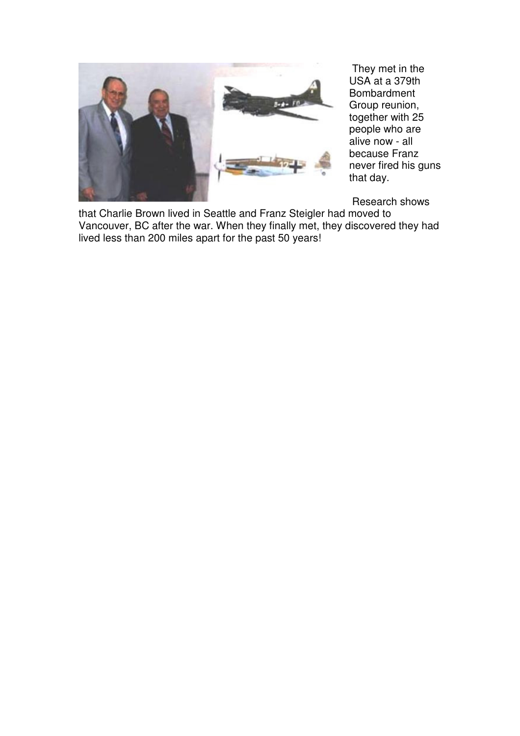They met in the USA at a 379th Bombardment Group reunion, together with 25 people who are alive now - all because Franz never fired his guns that day.

Research shows that Charlie Brown lived in Seattle and Franz Steigler had moved to Vancouver, BC after the war. When they finally met, they discovered they had lived less than 200 miles apart for the past 50 years!